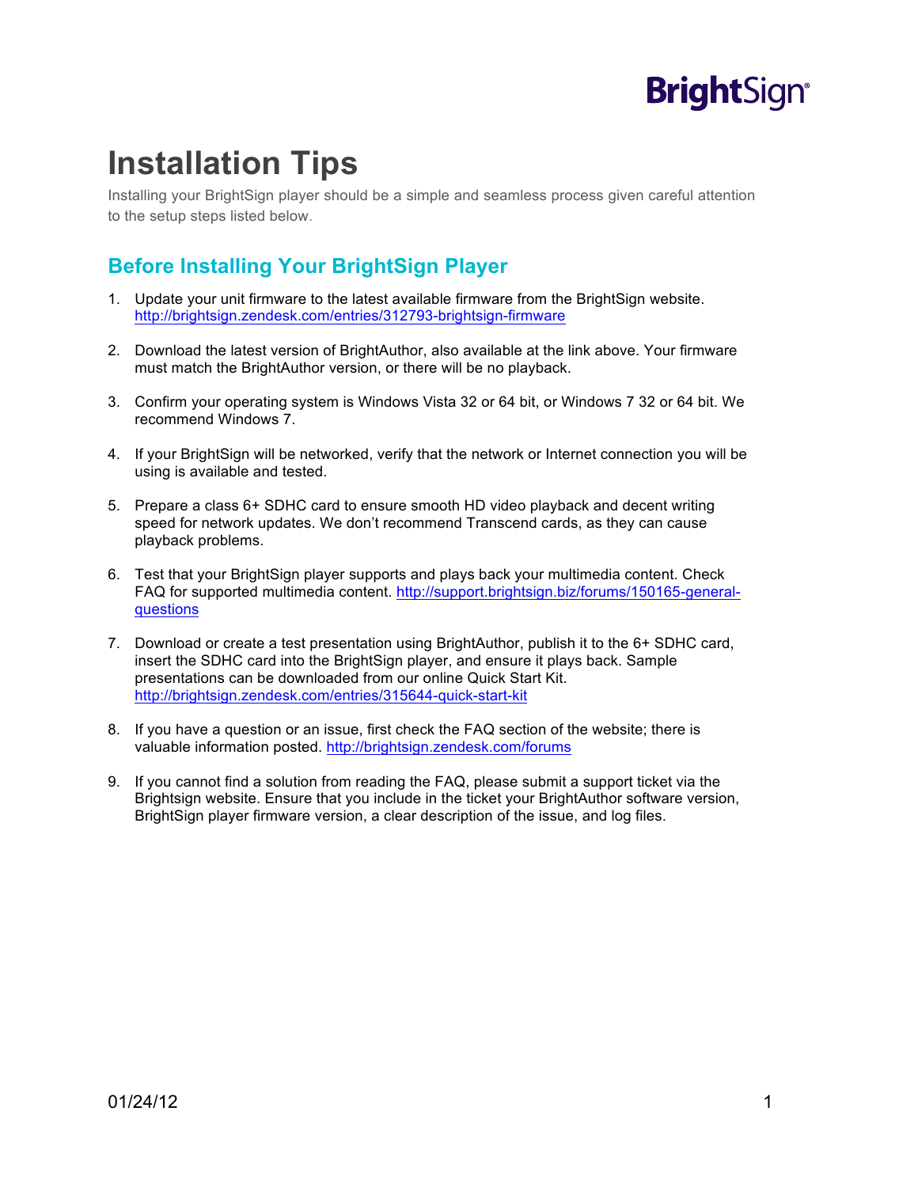BrightSign

# Installation Tips

Installing your BrightSign player should be a simple and seamless process given careful attention to the setup steps listed below.

## Before Installing Your BrightSign Player

1. Update your unit firmware to the latest available firmware from the BrightSign website. http://brightsign.zendesk.com/entries/312793-brightsign-firmware

2. Download the latest version of BrightAuthor, also available at the link above. Your firmware must match the BrightAuthor version, or there will be no playback.

3. Confirm your operating system is Windows Vista 32 or 64 bit, or Windows 7 32 or 64 bit. We recommend Windows 7.

4. If your BrightSign will be networked, verify that the network or Internet connection you will be using is available and tested.

5. Prepare a class 6+ SDHC card to ensure smooth HD video playback and decent writing speed for network updates. We don't recommend Transcend cards, as they can cause playback problems.

6. Test that your BrightSign player supports and plays back your multimedia content. Check FAQ for supported multimedia content. http://support.brightsign.biz/forums/150165-general-questions

7. Download or create a test presentation using BrightAuthor, publish it to the 6+ SDHC card, insert the SDHC card into the BrightSign player, and ensure it plays back. Sample presentations can be downloaded from our online Quick Start Kit. http://brightsign.zendesk.com/entries/315644-quick-start-kit

8. If you have a question or an issue, first check the FAQ section of the website; there is valuable information posted. http://brightsign.zendesk.com/forums

9. If you cannot find a solution from reading the FAQ, please submit a support ticket via the Brightsign website. Ensure that you include in the ticket your BrightAuthor software version, BrightSign player firmware version, a clear description of the issue, and log files.

01/24/12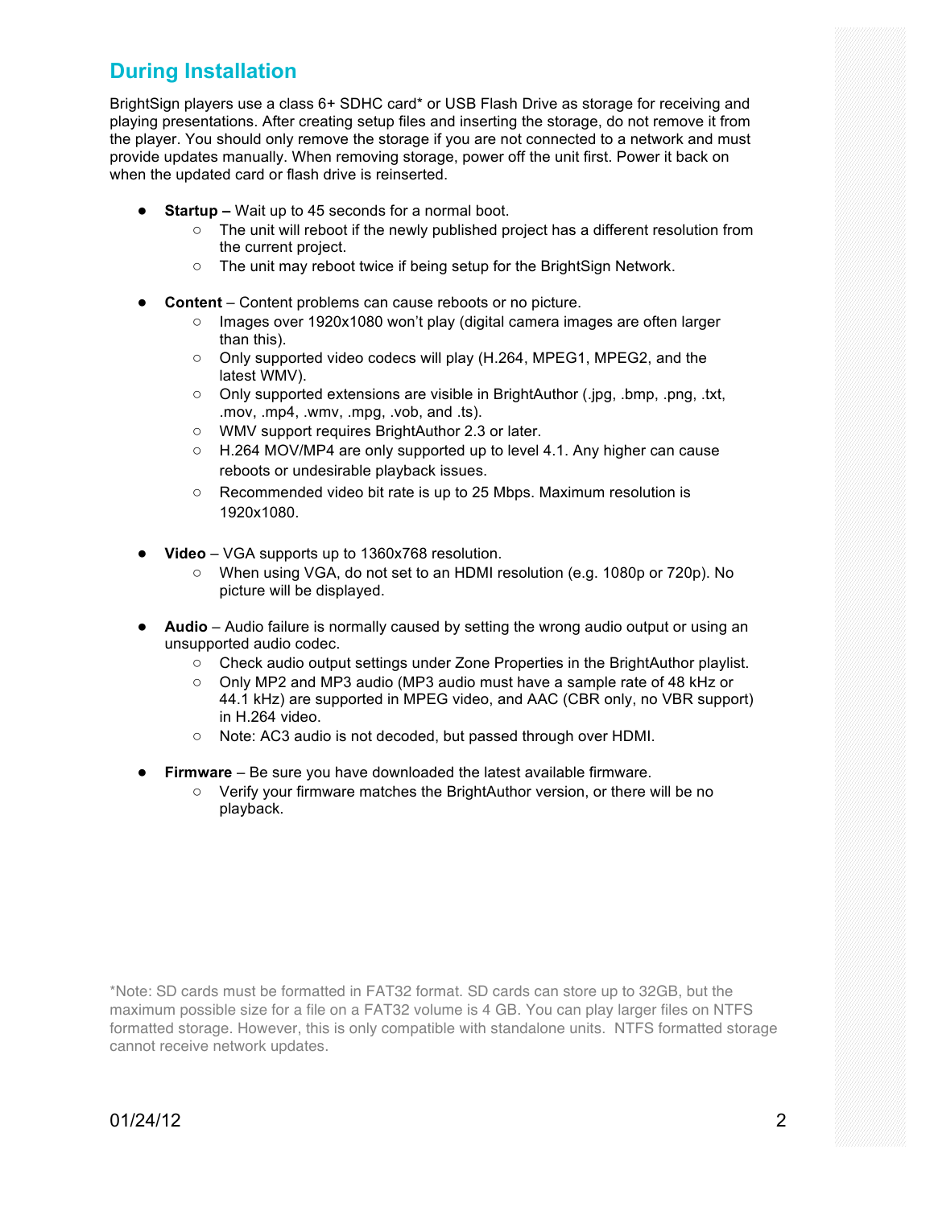## During Installation

BrightSign players use a class 6+ SDHC card* or USB Flash Drive as storage for receiving and playing presentations. After creating setup files and inserting the storage, do not remove it from the player. You should only remove the storage if you are not connected to a network and must provide updates manually. When removing storage, power off the unit first. Power it back on when the updated card or flash drive is reinserted.

- **Startup –** Wait up to 45 seconds for a normal boot.
  - The unit will reboot if the newly published project has a different resolution from the current project.
  - The unit may reboot twice if being setup for the BrightSign Network.
- **Content** – Content problems can cause reboots or no picture.
  - Images over 1920x1080 won't play (digital camera images are often larger than this).
  - Only supported video codecs will play (H.264, MPEG1, MPEG2, and the latest WMV).
  - Only supported extensions are visible in BrightAuthor (.jpg, .bmp, .png, .txt, .mov, .mp4, .wmv, .mpg, .vob, and .ts).
  - WMV support requires BrightAuthor 2.3 or later.
  - H.264 MOV/MP4 are only supported up to level 4.1. Any higher can cause reboots or undesirable playback issues.
  - Recommended video bit rate is up to 25 Mbps. Maximum resolution is 1920x1080.
- **Video** – VGA supports up to 1360x768 resolution.
  - When using VGA, do not set to an HDMI resolution (e.g. 1080p or 720p). No picture will be displayed.
- **Audio** – Audio failure is normally caused by setting the wrong audio output or using an unsupported audio codec.
  - Check audio output settings under Zone Properties in the BrightAuthor playlist.
  - Only MP2 and MP3 audio (MP3 audio must have a sample rate of 48 kHz or 44.1 kHz) are supported in MPEG video, and AAC (CBR only, no VBR support) in H.264 video.
  - Note: AC3 audio is not decoded, but passed through over HDMI.
- **Firmware** – Be sure you have downloaded the latest available firmware.
  - Verify your firmware matches the BrightAuthor version, or there will be no playback.

*Note: SD cards must be formatted in FAT32 format. SD cards can store up to 32GB, but the maximum possible size for a file on a FAT32 volume is 4 GB. You can play larger files on NTFS formatted storage. However, this is only compatible with standalone units. NTFS formatted storage cannot receive network updates.

01/24/12